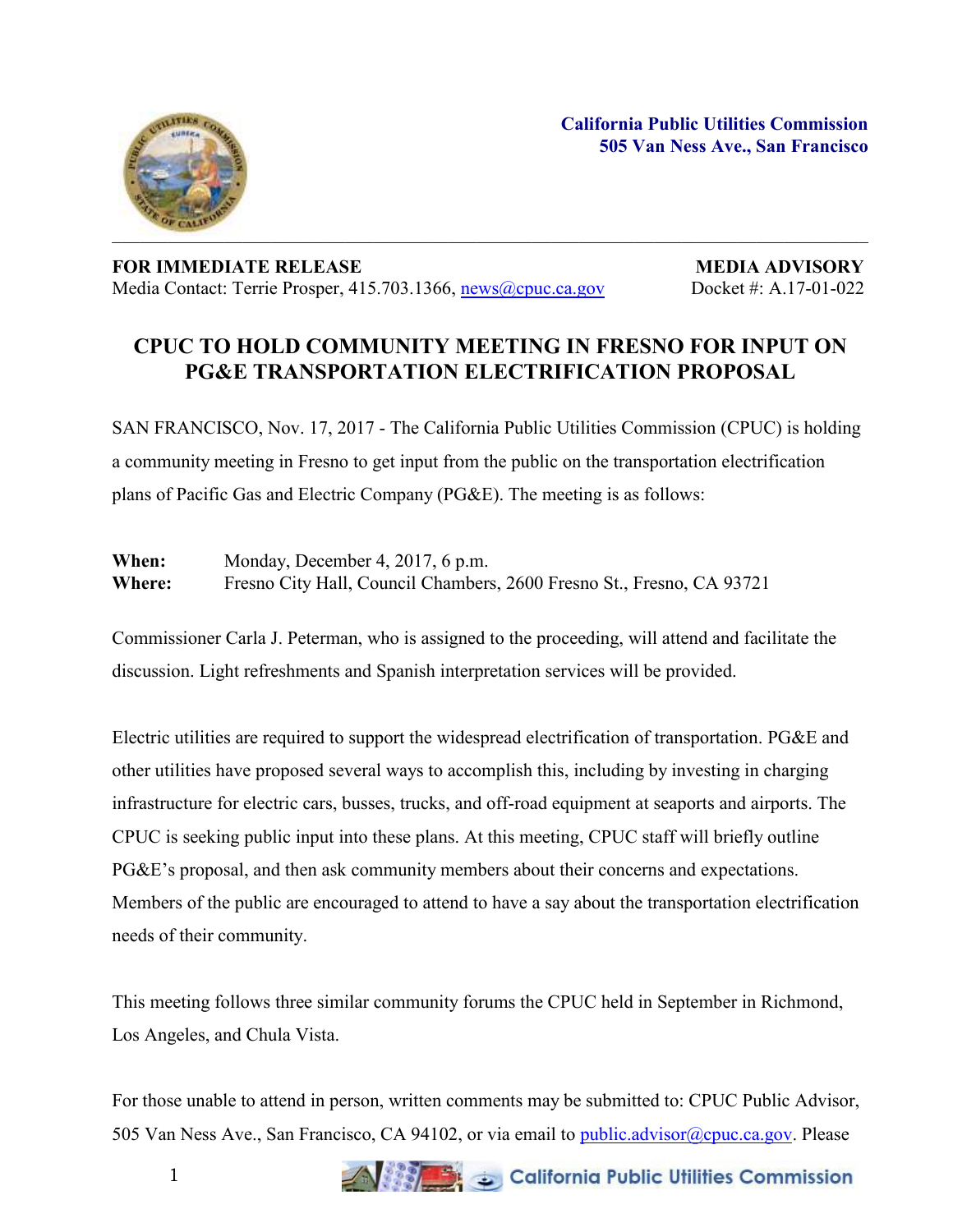**California Public Utilities Commission**
**505 Van Ness Ave., San Francisco**

---

**FOR IMMEDIATE RELEASE** 
Media Contact: Terrie Prosper, 415.703.1366, news@cpuc.ca.gov

**MEDIA ADVISORY** 
Docket #: A.17-01-022

# CPUC TO HOLD COMMUNITY MEETING IN FRESNO FOR INPUT ON PG&E TRANSPORTATION ELECTRIFICATION PROPOSAL

SAN FRANCISCO, Nov. 17, 2017 - The California Public Utilities Commission (CPUC) is holding a community meeting in Fresno to get input from the public on the transportation electrification plans of Pacific Gas and Electric Company (PG&E). The meeting is as follows:

**When:** Monday, December 4, 2017, 6 p.m. 
**Where:** Fresno City Hall, Council Chambers, 2600 Fresno St., Fresno, CA 93721

Commissioner Carla J. Peterman, who is assigned to the proceeding, will attend and facilitate the discussion. Light refreshments and Spanish interpretation services will be provided.

Electric utilities are required to support the widespread electrification of transportation. PG&E and other utilities have proposed several ways to accomplish this, including by investing in charging infrastructure for electric cars, busses, trucks, and off-road equipment at seaports and airports. The CPUC is seeking public input into these plans. At this meeting, CPUC staff will briefly outline PG&E's proposal, and then ask community members about their concerns and expectations. Members of the public are encouraged to attend to have a say about the transportation electrification needs of their community.

This meeting follows three similar community forums the CPUC held in September in Richmond, Los Angeles, and Chula Vista.

For those unable to attend in person, written comments may be submitted to: CPUC Public Advisor, 505 Van Ness Ave., San Francisco, CA 94102, or via email to public.advisor@cpuc.ca.gov. Please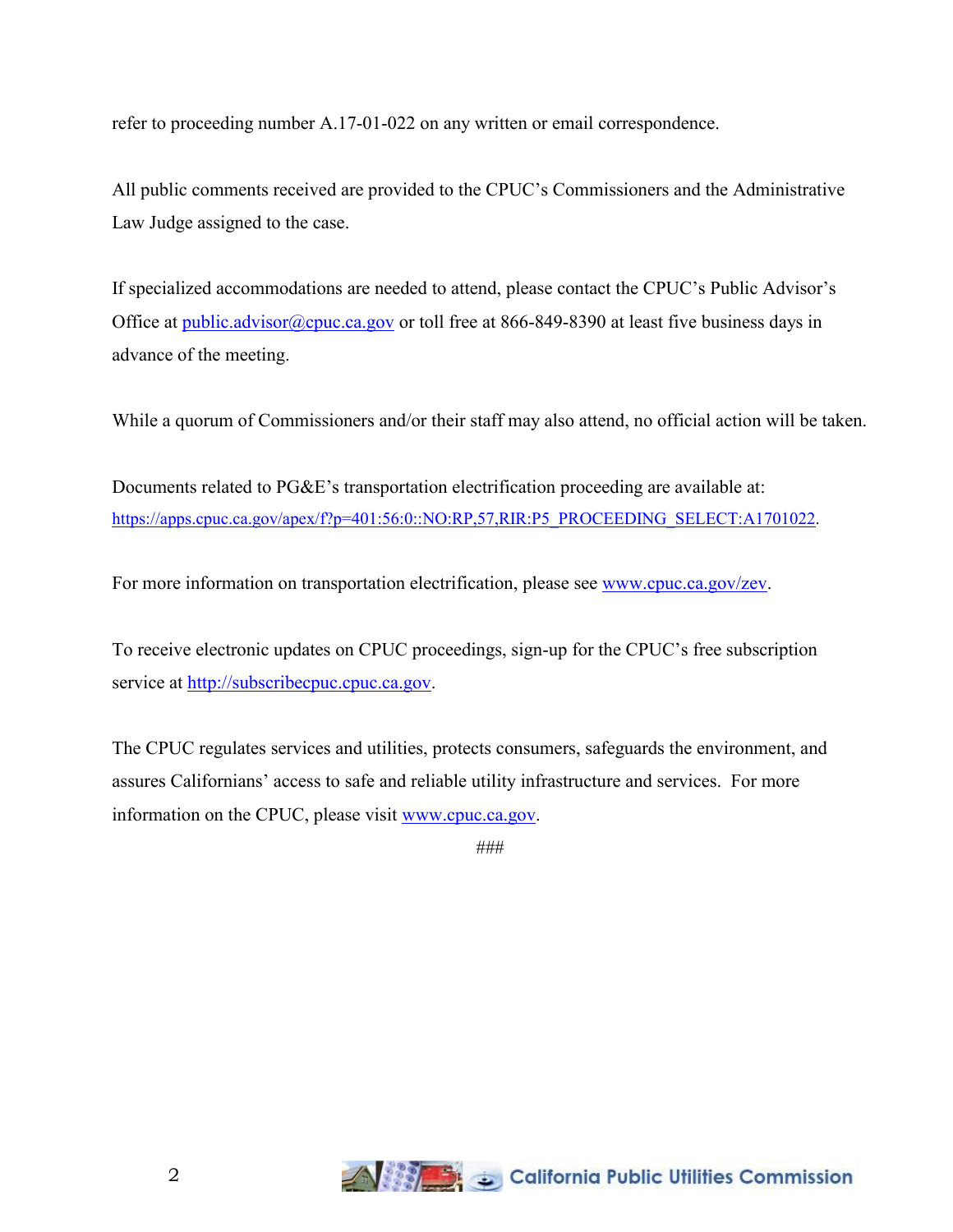refer to proceeding number A.17-01-022 on any written or email correspondence.

All public comments received are provided to the CPUC's Commissioners and the Administrative Law Judge assigned to the case.

If specialized accommodations are needed to attend, please contact the CPUC's Public Advisor's Office at public.advisor@cpuc.ca.gov or toll free at 866-849-8390 at least five business days in advance of the meeting.

While a quorum of Commissioners and/or their staff may also attend, no official action will be taken.

Documents related to PG&E's transportation electrification proceeding are available at: https://apps.cpuc.ca.gov/apex/f?p=401:56:0::NO:RP,57,RIR:P5_PROCEEDING_SELECT:A1701022.

For more information on transportation electrification, please see www.cpuc.ca.gov/zev.

To receive electronic updates on CPUC proceedings, sign-up for the CPUC's free subscription service at http://subscribecpuc.cpuc.ca.gov.

The CPUC regulates services and utilities, protects consumers, safeguards the environment, and assures Californians' access to safe and reliable utility infrastructure and services. For more information on the CPUC, please visit www.cpuc.ca.gov.

###